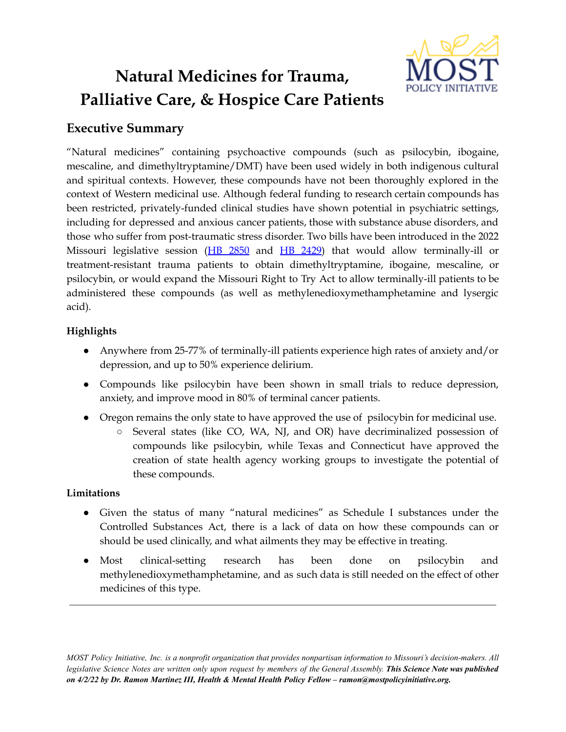# Natural Medicines for Trauma, Palliative Care, & Hospice Care Patients

## Executive Summary

"Natural medicines" containing psychoactive compounds (such as psilocybin, ibogaine, mescaline, and dimethyltryptamine/DMT) have been used widely in both indigenous cultural and spiritual contexts. However, these compounds have not been thoroughly explored in the context of Western medicinal use. Although federal funding to research certain compounds has been restricted, privately-funded clinical studies have shown potential in psychiatric settings, including for depressed and anxious cancer patients, those with substance abuse disorders, and those who suffer from post-traumatic stress disorder. Two bills have been introduced in the 2022 Missouri legislative session (HB 2850 and HB 2429) that would allow terminally-ill or treatment-resistant trauma patients to obtain dimethyltryptamine, ibogaine, mescaline, or psilocybin, or would expand the Missouri Right to Try Act to allow terminally-ill patients to be administered these compounds (as well as methylenedioxymethamphetamine and lysergic acid).

### Highlights

- Anywhere from 25-77% of terminally-ill patients experience high rates of anxiety and/or depression, and up to 50% experience delirium.
- Compounds like psilocybin have been shown in small trials to reduce depression, anxiety, and improve mood in 80% of terminal cancer patients.
- Oregon remains the only state to have approved the use of psilocybin for medicinal use.
  - Several states (like CO, WA, NJ, and OR) have decriminalized possession of compounds like psilocybin, while Texas and Connecticut have approved the creation of state health agency working groups to investigate the potential of these compounds.

### Limitations

- Given the status of many "natural medicines" as Schedule I substances under the Controlled Substances Act, there is a lack of data on how these compounds can or should be used clinically, and what ailments they may be effective in treating.
- Most clinical-setting research has been done on psilocybin and methylenedioxymethamphetamine, and as such data is still needed on the effect of other medicines of this type.

---

*MOST Policy Initiative, Inc. is a nonprofit organization that provides nonpartisan information to Missouri's decision-makers. All legislative Science Notes are written only upon request by members of the General Assembly.* ***This Science Note was published on 4/2/22 by Dr. Ramon Martinez III, Health & Mental Health Policy Fellow – ramon@mostpolicyinitiative.org.***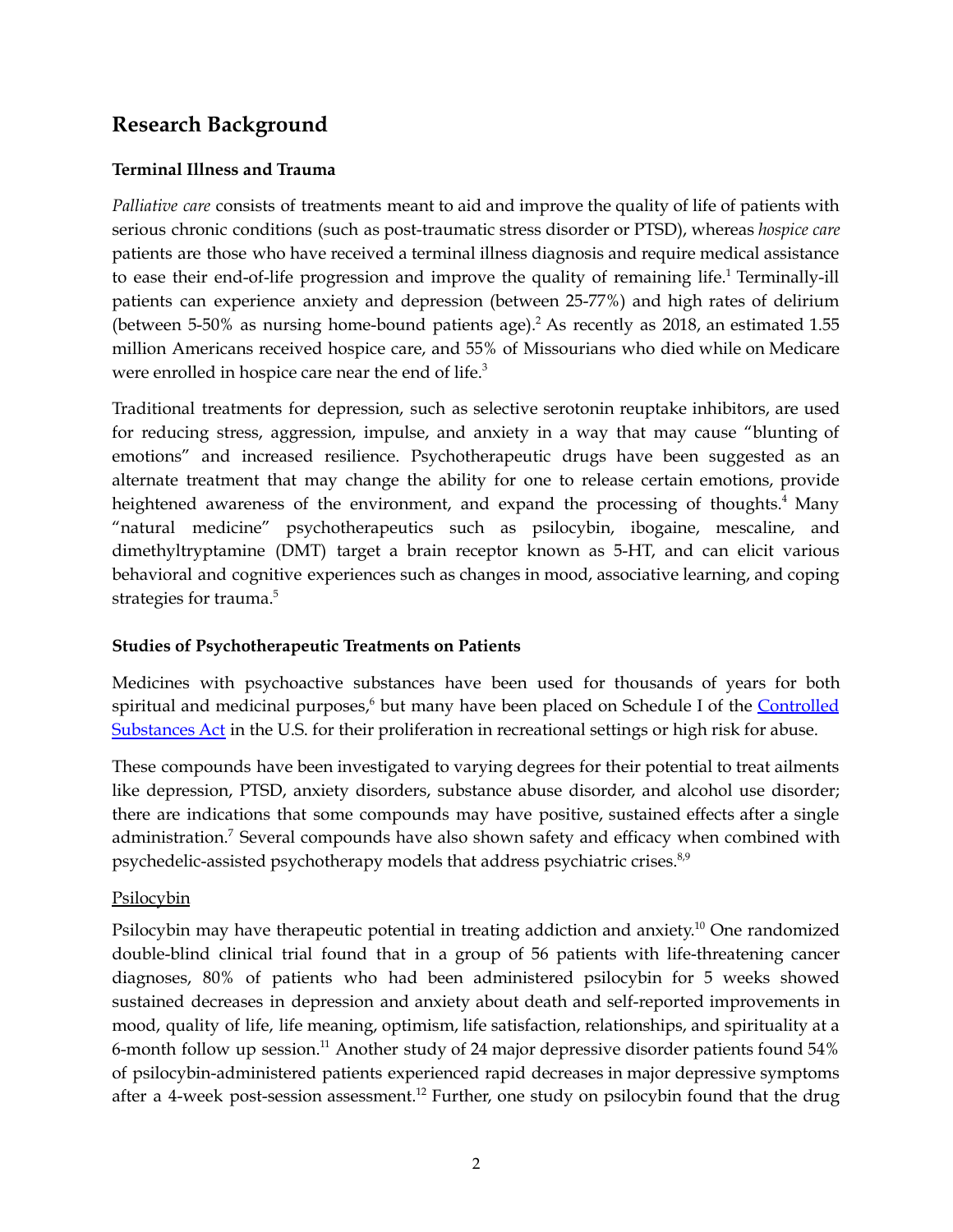## Research Background

### Terminal Illness and Trauma

*Palliative care* consists of treatments meant to aid and improve the quality of life of patients with serious chronic conditions (such as post-traumatic stress disorder or PTSD), whereas *hospice care* patients are those who have received a terminal illness diagnosis and require medical assistance to ease their end-of-life progression and improve the quality of remaining life.[1] Terminally-ill patients can experience anxiety and depression (between 25-77%) and high rates of delirium (between 5-50% as nursing home-bound patients age).[2] As recently as 2018, an estimated 1.55 million Americans received hospice care, and 55% of Missourians who died while on Medicare were enrolled in hospice care near the end of life.[3]

Traditional treatments for depression, such as selective serotonin reuptake inhibitors, are used for reducing stress, aggression, impulse, and anxiety in a way that may cause "blunting of emotions" and increased resilience. Psychotherapeutic drugs have been suggested as an alternate treatment that may change the ability for one to release certain emotions, provide heightened awareness of the environment, and expand the processing of thoughts.[4] Many "natural medicine" psychotherapeutics such as psilocybin, ibogaine, mescaline, and dimethyltryptamine (DMT) target a brain receptor known as 5-HT, and can elicit various behavioral and cognitive experiences such as changes in mood, associative learning, and coping strategies for trauma.[5]

### Studies of Psychotherapeutic Treatments on Patients

Medicines with psychoactive substances have been used for thousands of years for both spiritual and medicinal purposes,[6] but many have been placed on Schedule I of the Controlled Substances Act in the U.S. for their proliferation in recreational settings or high risk for abuse.

These compounds have been investigated to varying degrees for their potential to treat ailments like depression, PTSD, anxiety disorders, substance abuse disorder, and alcohol use disorder; there are indications that some compounds may have positive, sustained effects after a single administration.[7] Several compounds have also shown safety and efficacy when combined with psychedelic-assisted psychotherapy models that address psychiatric crises.[8,9]

Psilocybin

Psilocybin may have therapeutic potential in treating addiction and anxiety.[10] One randomized double-blind clinical trial found that in a group of 56 patients with life-threatening cancer diagnoses, 80% of patients who had been administered psilocybin for 5 weeks showed sustained decreases in depression and anxiety about death and self-reported improvements in mood, quality of life, life meaning, optimism, life satisfaction, relationships, and spirituality at a 6-month follow up session.[11] Another study of 24 major depressive disorder patients found 54% of psilocybin-administered patients experienced rapid decreases in major depressive symptoms after a 4-week post-session assessment.[12] Further, one study on psilocybin found that the drug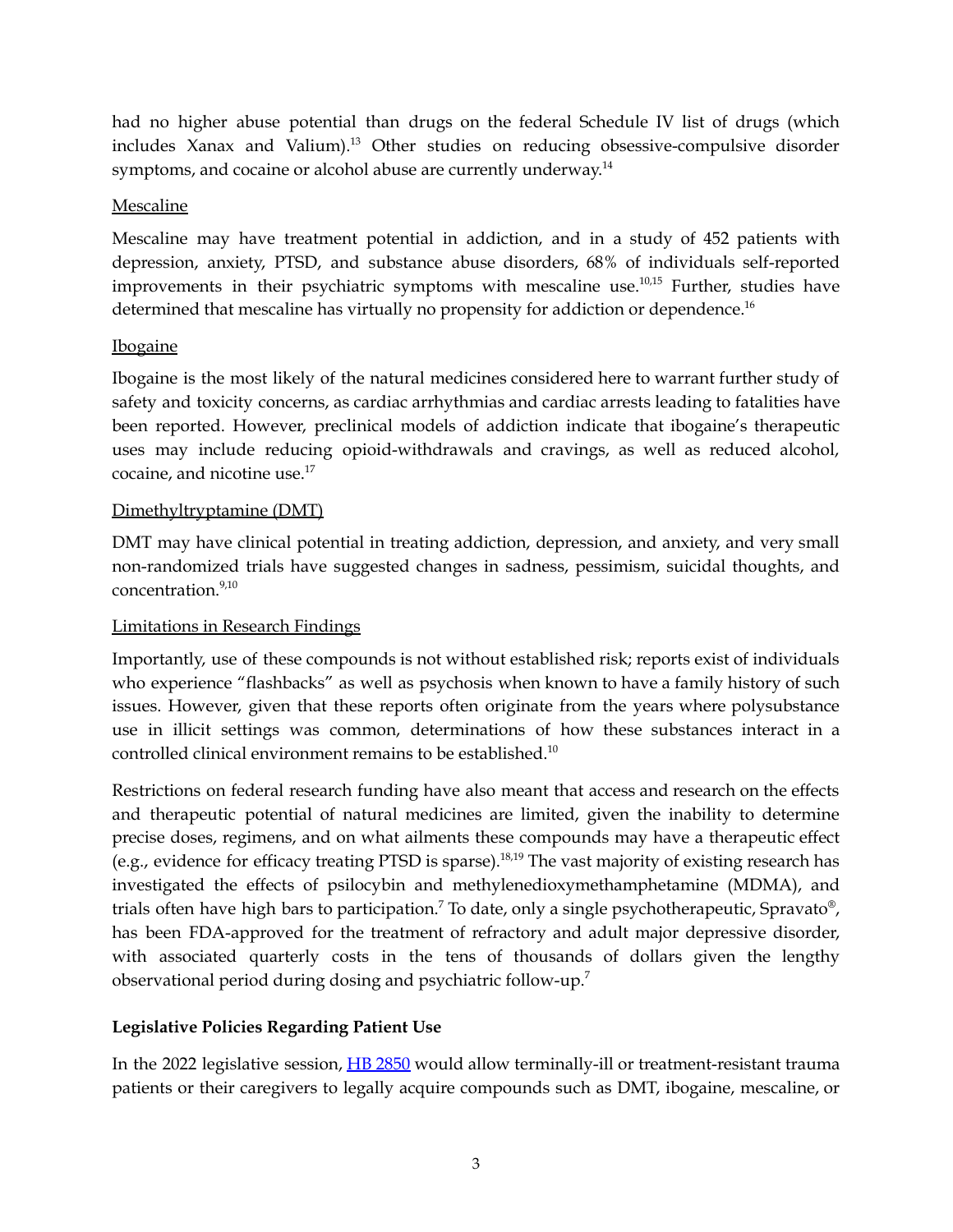had no higher abuse potential than drugs on the federal Schedule IV list of drugs (which includes Xanax and Valium).[13] Other studies on reducing obsessive-compulsive disorder symptoms, and cocaine or alcohol abuse are currently underway.[14]

Mescaline

Mescaline may have treatment potential in addiction, and in a study of 452 patients with depression, anxiety, PTSD, and substance abuse disorders, 68% of individuals self-reported improvements in their psychiatric symptoms with mescaline use.[10,15] Further, studies have determined that mescaline has virtually no propensity for addiction or dependence.[16]

Ibogaine

Ibogaine is the most likely of the natural medicines considered here to warrant further study of safety and toxicity concerns, as cardiac arrhythmias and cardiac arrests leading to fatalities have been reported. However, preclinical models of addiction indicate that ibogaine's therapeutic uses may include reducing opioid-withdrawals and cravings, as well as reduced alcohol, cocaine, and nicotine use.[17]

Dimethyltryptamine (DMT)

DMT may have clinical potential in treating addiction, depression, and anxiety, and very small non-randomized trials have suggested changes in sadness, pessimism, suicidal thoughts, and concentration.[9,10]

Limitations in Research Findings

Importantly, use of these compounds is not without established risk; reports exist of individuals who experience "flashbacks" as well as psychosis when known to have a family history of such issues. However, given that these reports often originate from the years where polysubstance use in illicit settings was common, determinations of how these substances interact in a controlled clinical environment remains to be established.[10]

Restrictions on federal research funding have also meant that access and research on the effects and therapeutic potential of natural medicines are limited, given the inability to determine precise doses, regimens, and on what ailments these compounds may have a therapeutic effect (e.g., evidence for efficacy treating PTSD is sparse).[18,19] The vast majority of existing research has investigated the effects of psilocybin and methylenedioxymethamphetamine (MDMA), and trials often have high bars to participation.[7] To date, only a single psychotherapeutic, Spravato®, has been FDA-approved for the treatment of refractory and adult major depressive disorder, with associated quarterly costs in the tens of thousands of dollars given the lengthy observational period during dosing and psychiatric follow-up.[7]

**Legislative Policies Regarding Patient Use**

In the 2022 legislative session, HB 2850 would allow terminally-ill or treatment-resistant trauma patients or their caregivers to legally acquire compounds such as DMT, ibogaine, mescaline, or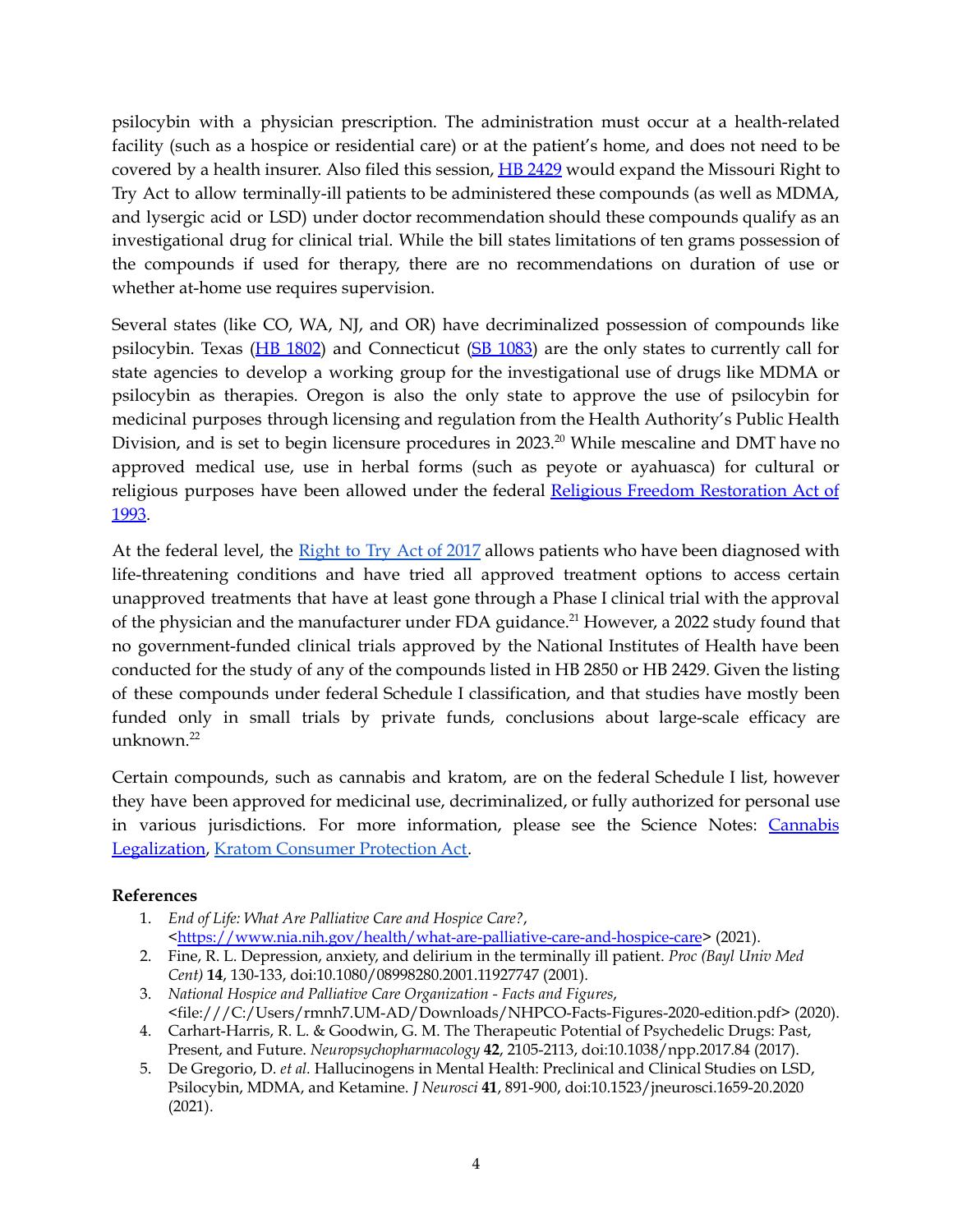psilocybin with a physician prescription. The administration must occur at a health-related facility (such as a hospice or residential care) or at the patient's home, and does not need to be covered by a health insurer. Also filed this session, [HB 2429](#) would expand the Missouri Right to Try Act to allow terminally-ill patients to be administered these compounds (as well as MDMA, and lysergic acid or LSD) under doctor recommendation should these compounds qualify as an investigational drug for clinical trial. While the bill states limitations of ten grams possession of the compounds if used for therapy, there are no recommendations on duration of use or whether at-home use requires supervision.

Several states (like CO, WA, NJ, and OR) have decriminalized possession of compounds like psilocybin. Texas ([HB 1802](#)) and Connecticut ([SB 1083](#)) are the only states to currently call for state agencies to develop a working group for the investigational use of drugs like MDMA or psilocybin as therapies. Oregon is also the only state to approve the use of psilocybin for medicinal purposes through licensing and regulation from the Health Authority's Public Health Division, and is set to begin licensure procedures in 2023.[20] While mescaline and DMT have no approved medical use, use in herbal forms (such as peyote or ayahuasca) for cultural or religious purposes have been allowed under the federal [Religious Freedom Restoration Act of 1993](#).

At the federal level, the [Right to Try Act of 2017](#) allows patients who have been diagnosed with life-threatening conditions and have tried all approved treatment options to access certain unapproved treatments that have at least gone through a Phase I clinical trial with the approval of the physician and the manufacturer under FDA guidance.[21] However, a 2022 study found that no government-funded clinical trials approved by the National Institutes of Health have been conducted for the study of any of the compounds listed in HB 2850 or HB 2429. Given the listing of these compounds under federal Schedule I classification, and that studies have mostly been funded only in small trials by private funds, conclusions about large-scale efficacy are unknown.[22]

Certain compounds, such as cannabis and kratom, are on the federal Schedule I list, however they have been approved for medicinal use, decriminalized, or fully authorized for personal use in various jurisdictions. For more information, please see the Science Notes: [Cannabis Legalization](#), [Kratom Consumer Protection Act](#).

**References**

1. *End of Life: What Are Palliative Care and Hospice Care?*, <https://www.nia.nih.gov/health/what-are-palliative-care-and-hospice-care> (2021).
2. Fine, R. L. Depression, anxiety, and delirium in the terminally ill patient. *Proc (Bayl Univ Med Cent)* **14**, 130-133, doi:10.1080/08998280.2001.11927747 (2001).
3. *National Hospice and Palliative Care Organization - Facts and Figures*, <file:///C:/Users/rmnh7.UM-AD/Downloads/NHPCO-Facts-Figures-2020-edition.pdf> (2020).
4. Carhart-Harris, R. L. & Goodwin, G. M. The Therapeutic Potential of Psychedelic Drugs: Past, Present, and Future. *Neuropsychopharmacology* **42**, 2105-2113, doi:10.1038/npp.2017.84 (2017).
5. De Gregorio, D. *et al.* Hallucinogens in Mental Health: Preclinical and Clinical Studies on LSD, Psilocybin, MDMA, and Ketamine. *J Neurosci* **41**, 891-900, doi:10.1523/jneurosci.1659-20.2020 (2021).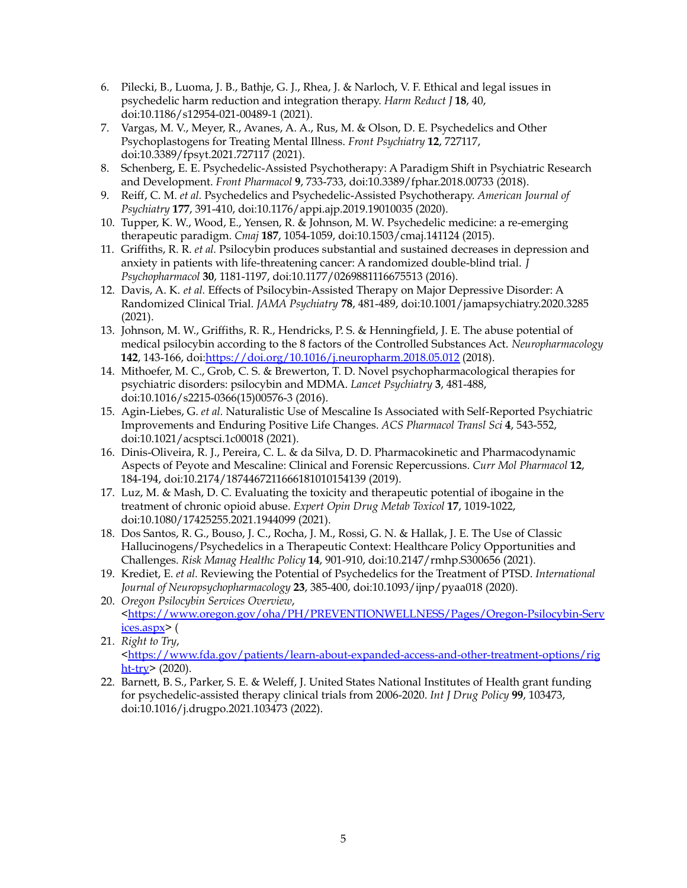6. Pilecki, B., Luoma, J. B., Bathje, G. J., Rhea, J. & Narloch, V. F. Ethical and legal issues in psychedelic harm reduction and integration therapy. *Harm Reduct J* **18**, 40, doi:10.1186/s12954-021-00489-1 (2021).
7. Vargas, M. V., Meyer, R., Avanes, A. A., Rus, M. & Olson, D. E. Psychedelics and Other Psychoplastogens for Treating Mental Illness. *Front Psychiatry* **12**, 727117, doi:10.3389/fpsyt.2021.727117 (2021).
8. Schenberg, E. E. Psychedelic-Assisted Psychotherapy: A Paradigm Shift in Psychiatric Research and Development. *Front Pharmacol* **9**, 733-733, doi:10.3389/fphar.2018.00733 (2018).
9. Reiff, C. M. *et al.* Psychedelics and Psychedelic-Assisted Psychotherapy. *American Journal of Psychiatry* **177**, 391-410, doi:10.1176/appi.ajp.2019.19010035 (2020).
10. Tupper, K. W., Wood, E., Yensen, R. & Johnson, M. W. Psychedelic medicine: a re-emerging therapeutic paradigm. *Cmaj* **187**, 1054-1059, doi:10.1503/cmaj.141124 (2015).
11. Griffiths, R. R. *et al.* Psilocybin produces substantial and sustained decreases in depression and anxiety in patients with life-threatening cancer: A randomized double-blind trial. *J Psychopharmacol* **30**, 1181-1197, doi:10.1177/0269881116675513 (2016).
12. Davis, A. K. *et al.* Effects of Psilocybin-Assisted Therapy on Major Depressive Disorder: A Randomized Clinical Trial. *JAMA Psychiatry* **78**, 481-489, doi:10.1001/jamapsychiatry.2020.3285 (2021).
13. Johnson, M. W., Griffiths, R. R., Hendricks, P. S. & Henningfield, J. E. The abuse potential of medical psilocybin according to the 8 factors of the Controlled Substances Act. *Neuropharmacology* **142**, 143-166, doi:[https://doi.org/10.1016/j.neuropharm.2018.05.012](https://doi.org/10.1016/j.neuropharm.2018.05.012) (2018).
14. Mithoefer, M. C., Grob, C. S. & Brewerton, T. D. Novel psychopharmacological therapies for psychiatric disorders: psilocybin and MDMA. *Lancet Psychiatry* **3**, 481-488, doi:10.1016/s2215-0366(15)00576-3 (2016).
15. Agin-Liebes, G. *et al.* Naturalistic Use of Mescaline Is Associated with Self-Reported Psychiatric Improvements and Enduring Positive Life Changes. *ACS Pharmacol Transl Sci* **4**, 543-552, doi:10.1021/acsptsci.1c00018 (2021).
16. Dinis-Oliveira, R. J., Pereira, C. L. & da Silva, D. D. Pharmacokinetic and Pharmacodynamic Aspects of Peyote and Mescaline: Clinical and Forensic Repercussions. *Curr Mol Pharmacol* **12**, 184-194, doi:10.2174/1874467211666181010154139 (2019).
17. Luz, M. & Mash, D. C. Evaluating the toxicity and therapeutic potential of ibogaine in the treatment of chronic opioid abuse. *Expert Opin Drug Metab Toxicol* **17**, 1019-1022, doi:10.1080/17425255.2021.1944099 (2021).
18. Dos Santos, R. G., Bouso, J. C., Rocha, J. M., Rossi, G. N. & Hallak, J. E. The Use of Classic Hallucinogens/Psychedelics in a Therapeutic Context: Healthcare Policy Opportunities and Challenges. *Risk Manag Healthc Policy* **14**, 901-910, doi:10.2147/rmhp.S300656 (2021).
19. Krediet, E. *et al.* Reviewing the Potential of Psychedelics for the Treatment of PTSD. *International Journal of Neuropsychopharmacology* **23**, 385-400, doi:10.1093/ijnp/pyaa018 (2020).
20. *Oregon Psilocybin Services Overview*, <[https://www.oregon.gov/oha/PH/PREVENTIONWELLNESS/Pages/Oregon-Psilocybin-Services.aspx](https://www.oregon.gov/oha/PH/PREVENTIONWELLNESS/Pages/Oregon-Psilocybin-Services.aspx)> (
21. *Right to Try*, <[https://www.fda.gov/patients/learn-about-expanded-access-and-other-treatment-options/right-try](https://www.fda.gov/patients/learn-about-expanded-access-and-other-treatment-options/right-try)> (2020).
22. Barnett, B. S., Parker, S. E. & Weleff, J. United States National Institutes of Health grant funding for psychedelic-assisted therapy clinical trials from 2006-2020. *Int J Drug Policy* **99**, 103473, doi:10.1016/j.drugpo.2021.103473 (2022).